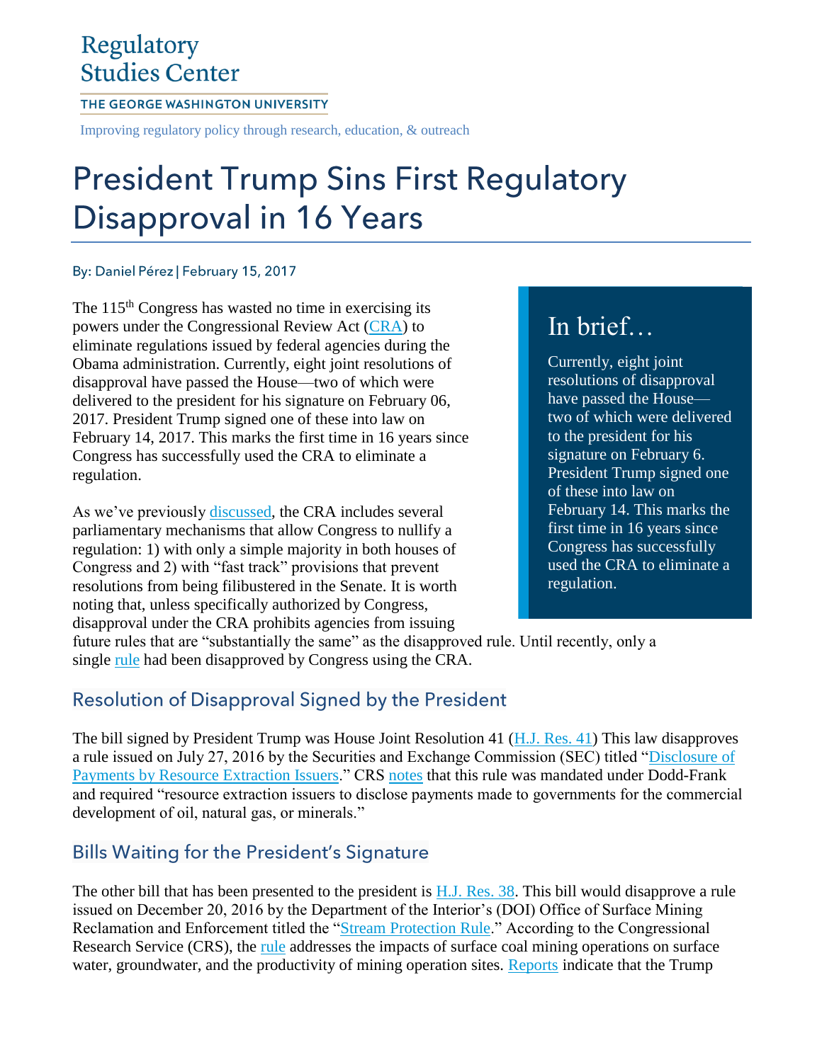Regulatory Studies Center

THE GEORGE WASHINGTON UNIVERSITY

Improving regulatory policy through research, education, & outreach

# President Trump Sins First Regulatory Disapproval in 16 Years

By: Daniel Pérez | February 15, 2017

The 115th Congress has wasted no time in exercising its powers under the Congressional Review Act (CRA) to eliminate regulations issued by federal agencies during the Obama administration. Currently, eight joint resolutions of disapproval have passed the House—two of which were delivered to the president for his signature on February 06, 2017. President Trump signed one of these into law on February 14, 2017. This marks the first time in 16 years since Congress has successfully used the CRA to eliminate a regulation.

> **In brief…**
>
> Currently, eight joint resolutions of disapproval have passed the House—two of which were delivered to the president for his signature on February 6. President Trump signed one of these into law on February 14. This marks the first time in 16 years since Congress has successfully used the CRA to eliminate a regulation.

As we've previously discussed, the CRA includes several parliamentary mechanisms that allow Congress to nullify a regulation: 1) with only a simple majority in both houses of Congress and 2) with "fast track" provisions that prevent resolutions from being filibustered in the Senate. It is worth noting that, unless specifically authorized by Congress, disapproval under the CRA prohibits agencies from issuing future rules that are "substantially the same" as the disapproved rule. Until recently, only a single rule had been disapproved by Congress using the CRA.

## Resolution of Disapproval Signed by the President

The bill signed by President Trump was House Joint Resolution 41 (H.J. Res. 41) This law disapproves a rule issued on July 27, 2016 by the Securities and Exchange Commission (SEC) titled "Disclosure of Payments by Resource Extraction Issuers." CRS notes that this rule was mandated under Dodd-Frank and required "resource extraction issuers to disclose payments made to governments for the commercial development of oil, natural gas, or minerals."

## Bills Waiting for the President's Signature

The other bill that has been presented to the president is H.J. Res. 38. This bill would disapprove a rule issued on December 20, 2016 by the Department of the Interior's (DOI) Office of Surface Mining Reclamation and Enforcement titled the "Stream Protection Rule." According to the Congressional Research Service (CRS), the rule addresses the impacts of surface coal mining operations on surface water, groundwater, and the productivity of mining operation sites. Reports indicate that the Trump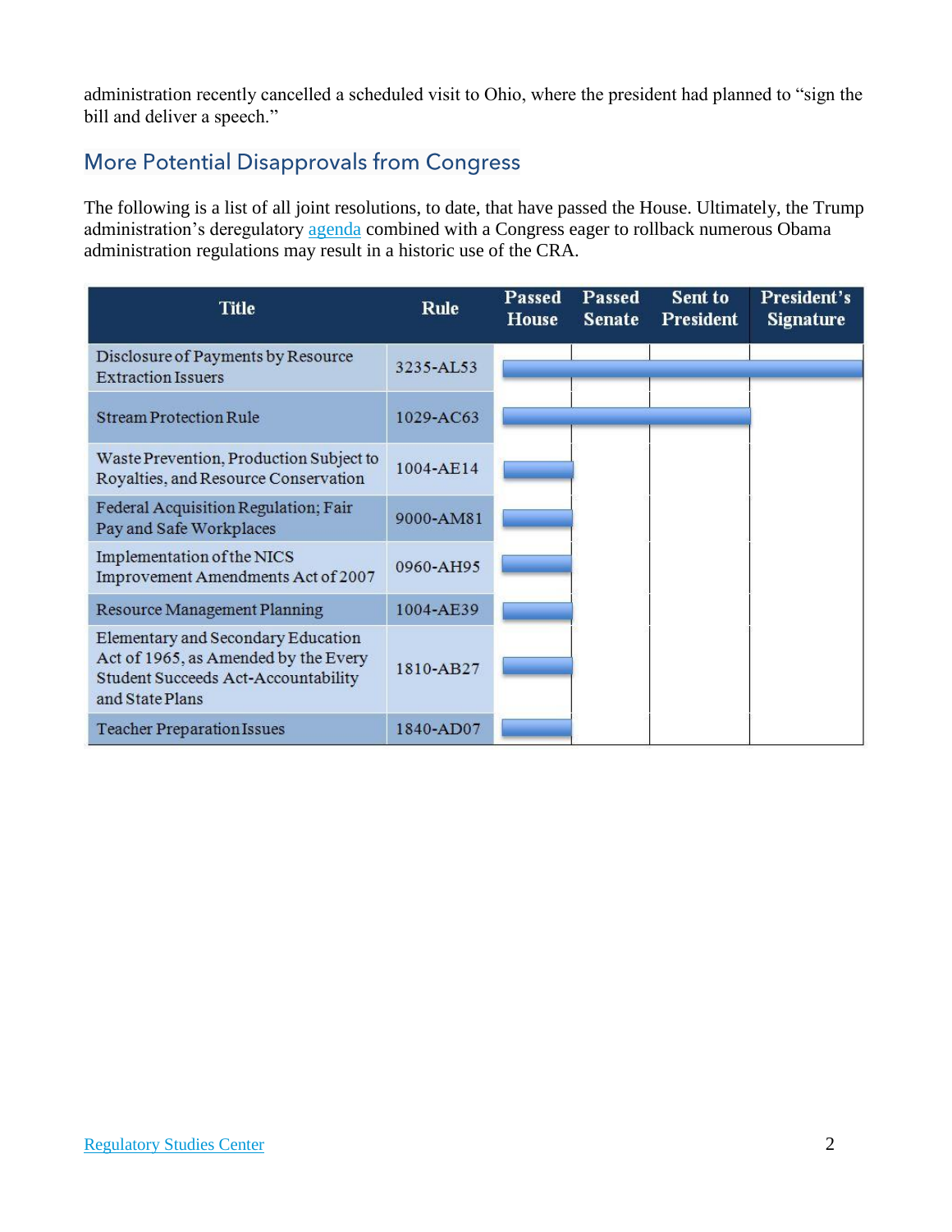administration recently cancelled a scheduled visit to Ohio, where the president had planned to "sign the bill and deliver a speech."

## More Potential Disapprovals from Congress

The following is a list of all joint resolutions, to date, that have passed the House. Ultimately, the Trump administration's deregulatory agenda combined with a Congress eager to rollback numerous Obama administration regulations may result in a historic use of the CRA.

| Title | Rule | Passed House | Passed Senate | Sent to President | President's Signature |
|---|---|---|---|---|---|
| Disclosure of Payments by Resource Extraction Issuers | 3235-AL53 | | | | |
| Stream Protection Rule | 1029-AC63 | | | | |
| Waste Prevention, Production Subject to Royalties, and Resource Conservation | 1004-AE14 | | | | |
| Federal Acquisition Regulation; Fair Pay and Safe Workplaces | 9000-AM81 | | | | |
| Implementation of the NICS Improvement Amendments Act of 2007 | 0960-AH95 | | | | |
| Resource Management Planning | 1004-AE39 | | | | |
| Elementary and Secondary Education Act of 1965, as Amended by the Every Student Succeeds Act-Accountability and State Plans | 1810-AB27 | | | | |
| Teacher Preparation Issues | 1840-AD07 | | | | |